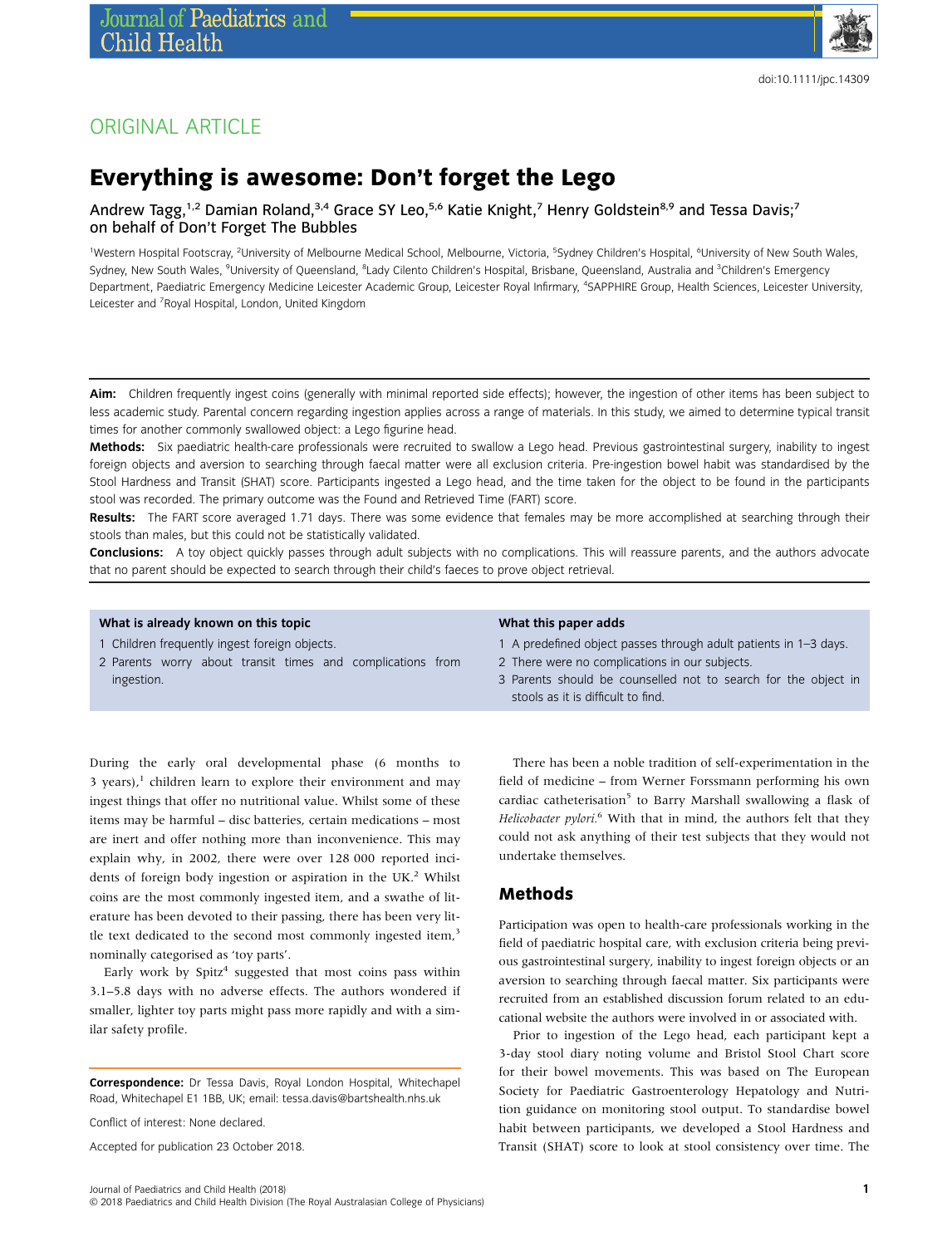ORIGINAL ARTICLE

# Everything is awesome: Don't forget the Lego

Andrew Tagg,[1,2] Damian Roland,[3,4] Grace SY Leo,[5,6] Katie Knight,[7] Henry Goldstein[8,9] and Tessa Davis;[7] on behalf of Don't Forget The Bubbles

[1]Western Hospital Footscray, [2]University of Melbourne Medical School, Melbourne, Victoria, [5]Sydney Children's Hospital, [6]University of New South Wales, Sydney, New South Wales, [9]University of Queensland, [8]Lady Cilento Children's Hospital, Brisbane, Queensland, Australia and [3]Children's Emergency Department, Paediatric Emergency Medicine Leicester Academic Group, Leicester Royal Infirmary, [4]SAPPHIRE Group, Health Sciences, Leicester University, Leicester and [7]Royal Hospital, London, United Kingdom

**Aim:** Children frequently ingest coins (generally with minimal reported side effects); however, the ingestion of other items has been subject to less academic study. Parental concern regarding ingestion applies across a range of materials. In this study, we aimed to determine typical transit times for another commonly swallowed object: a Lego figurine head.

**Methods:** Six paediatric health-care professionals were recruited to swallow a Lego head. Previous gastrointestinal surgery, inability to ingest foreign objects and aversion to searching through faecal matter were all exclusion criteria. Pre-ingestion bowel habit was standardised by the Stool Hardness and Transit (SHAT) score. Participants ingested a Lego head, and the time taken for the object to be found in the participants stool was recorded. The primary outcome was the Found and Retrieved Time (FART) score.

**Results:** The FART score averaged 1.71 days. There was some evidence that females may be more accomplished at searching through their stools than males, but this could not be statistically validated.

**Conclusions:** A toy object quickly passes through adult subjects with no complications. This will reassure parents, and the authors advocate that no parent should be expected to search through their child's faeces to prove object retrieval.

**What is already known on this topic**

1 Children frequently ingest foreign objects.
2 Parents worry about transit times and complications from ingestion.

**What this paper adds**

1 A predefined object passes through adult patients in 1–3 days.
2 There were no complications in our subjects.
3 Parents should be counselled not to search for the object in stools as it is difficult to find.

During the early oral developmental phase (6 months to 3 years),[1] children learn to explore their environment and may ingest things that offer no nutritional value. Whilst some of these items may be harmful – disc batteries, certain medications – most are inert and offer nothing more than inconvenience. This may explain why, in 2002, there were over 128 000 reported incidents of foreign body ingestion or aspiration in the UK.[2] Whilst coins are the most commonly ingested item, and a swathe of literature has been devoted to their passing, there has been very little text dedicated to the second most commonly ingested item,[3] nominally categorised as 'toy parts'.

Early work by Spitz[4] suggested that most coins pass within 3.1–5.8 days with no adverse effects. The authors wondered if smaller, lighter toy parts might pass more rapidly and with a similar safety profile.

There has been a noble tradition of self-experimentation in the field of medicine – from Werner Forssmann performing his own cardiac catheterisation[5] to Barry Marshall swallowing a flask of *Helicobacter pylori*.[6] With that in mind, the authors felt that they could not ask anything of their test subjects that they would not undertake themselves.

## Methods

Participation was open to health-care professionals working in the field of paediatric hospital care, with exclusion criteria being previous gastrointestinal surgery, inability to ingest foreign objects or an aversion to searching through faecal matter. Six participants were recruited from an established discussion forum related to an educational website the authors were involved in or associated with.

Prior to ingestion of the Lego head, each participant kept a 3-day stool diary noting volume and Bristol Stool Chart score for their bowel movements. This was based on The European Society for Paediatric Gastroenterology Hepatology and Nutrition guidance on monitoring stool output. To standardise bowel habit between participants, we developed a Stool Hardness and Transit (SHAT) score to look at stool consistency over time. The

**Correspondence:** Dr Tessa Davis, Royal London Hospital, Whitechapel Road, Whitechapel E1 1BB, UK; email: tessa.davis@bartshealth.nhs.uk

Conflict of interest: None declared.

Accepted for publication 23 October 2018.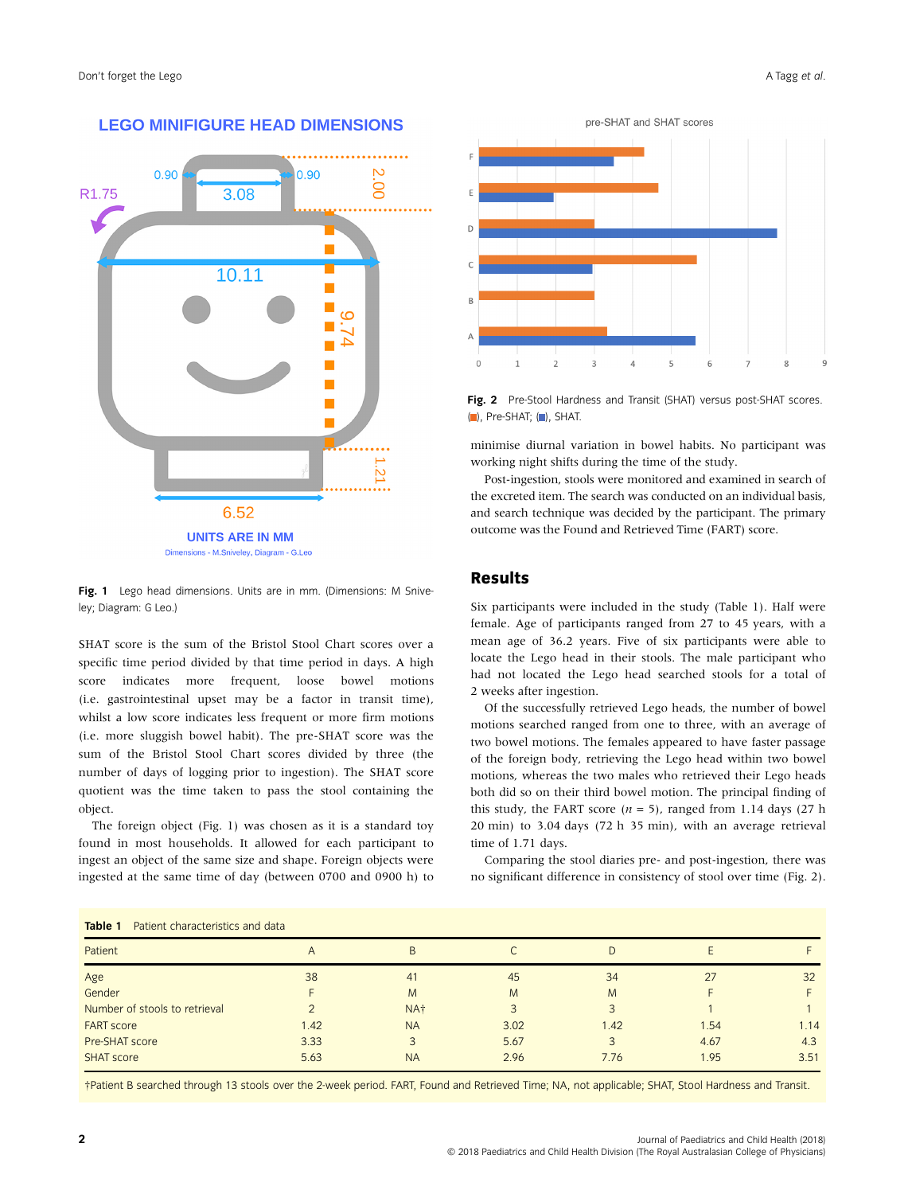Fig. 1 Lego head dimensions. Units are in mm. (Dimensions: M Sniveley; Diagram: G Leo.)

SHAT score is the sum of the Bristol Stool Chart scores over a specific time period divided by that time period in days. A high score indicates more frequent, loose bowel motions (i.e. gastrointestinal upset may be a factor in transit time), whilst a low score indicates less frequent or more firm motions (i.e. more sluggish bowel habit). The pre-SHAT score was the sum of the Bristol Stool Chart scores divided by three (the number of days of logging prior to ingestion). The SHAT score quotient was the time taken to pass the stool containing the object.

The foreign object (Fig. 1) was chosen as it is a standard toy found in most households. It allowed for each participant to ingest an object of the same size and shape. Foreign objects were ingested at the same time of day (between 0700 and 0900 h) to minimise diurnal variation in bowel habits. No participant was working night shifts during the time of the study.

Post-ingestion, stools were monitored and examined in search of the excreted item. The search was conducted on an individual basis, and search technique was decided by the participant. The primary outcome was the Found and Retrieved Time (FART) score.

Fig. 2 Pre-Stool Hardness and Transit (SHAT) versus post-SHAT scores. (■), Pre-SHAT; (■), SHAT.

## Results

Six participants were included in the study (Table 1). Half were female. Age of participants ranged from 27 to 45 years, with a mean age of 36.2 years. Five of six participants were able to locate the Lego head in their stools. The male participant who had not located the Lego head searched stools for a total of 2 weeks after ingestion.

Of the successfully retrieved Lego heads, the number of bowel motions searched ranged from one to three, with an average of two bowel motions. The females appeared to have faster passage of the foreign body, retrieving the Lego head within two bowel motions, whereas the two males who retrieved their Lego heads both did so on their third bowel motion. The principal finding of this study, the FART score ($n$ = 5), ranged from 1.14 days (27 h 20 min) to 3.04 days (72 h 35 min), with an average retrieval time of 1.71 days.

Comparing the stool diaries pre- and post-ingestion, there was no significant difference in consistency of stool over time (Fig. 2).

**Table 1** Patient characteristics and data

| Patient | A | B | C | D | E | F |
|---|---|---|---|---|---|---|
| Age | 38 | 41 | 45 | 34 | 27 | 32 |
| Gender | F | M | M | M | F | F |
| Number of stools to retrieval | 2 | NA† | 3 | 3 | 1 | 1 |
| FART score | 1.42 | NA | 3.02 | 1.42 | 1.54 | 1.14 |
| Pre-SHAT score | 3.33 | 3 | 5.67 | 3 | 4.67 | 4.3 |
| SHAT score | 5.63 | NA | 2.96 | 7.76 | 1.95 | 3.51 |

†Patient B searched through 13 stools over the 2-week period. FART, Found and Retrieved Time; NA, not applicable; SHAT, Stool Hardness and Transit.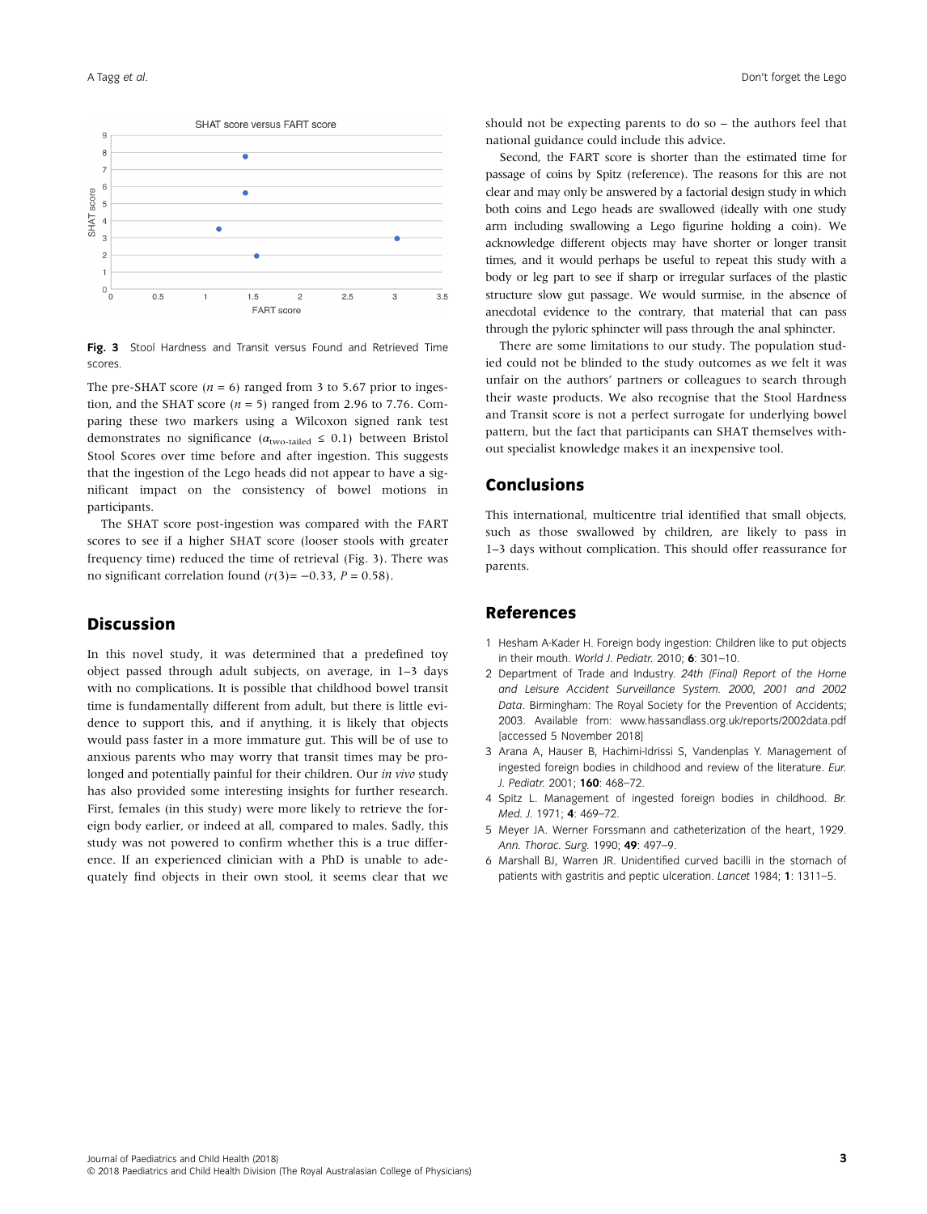SHAT score versus FART score

SHAT score

9
8
7
6
5
4
3
2
1
0

0 0.5 1 1.5 2 2.5 3 3.5

FART score

**Fig. 3** Stool Hardness and Transit versus Found and Retrieved Time scores.

The pre-SHAT score ($n$ = 6) ranged from 3 to 5.67 prior to ingestion, and the SHAT score ($n$ = 5) ranged from 2.96 to 7.76. Comparing these two markers using a Wilcoxon signed rank test demonstrates no significance ($\alpha_{\text{two-tailed}} \leq 0.1$) between Bristol Stool Scores over time before and after ingestion. This suggests that the ingestion of the Lego heads did not appear to have a significant impact on the consistency of bowel motions in participants.

The SHAT score post-ingestion was compared with the FART scores to see if a higher SHAT score (looser stools with greater frequency time) reduced the time of retrieval (Fig. 3). There was no significant correlation found ($r(3) = -0.33$, $P = 0.58$).

## Discussion

In this novel study, it was determined that a predefined toy object passed through adult subjects, on average, in 1–3 days with no complications. It is possible that childhood bowel transit time is fundamentally different from adult, but there is little evidence to support this, and if anything, it is likely that objects would pass faster in a more immature gut. This will be of use to anxious parents who may worry that transit times may be prolonged and potentially painful for their children. Our *in vivo* study has also provided some interesting insights for further research. First, females (in this study) were more likely to retrieve the foreign body earlier, or indeed at all, compared to males. Sadly, this study was not powered to confirm whether this is a true difference. If an experienced clinician with a PhD is unable to adequately find objects in their own stool, it seems clear that we should not be expecting parents to do so – the authors feel that national guidance could include this advice.

Second, the FART score is shorter than the estimated time for passage of coins by Spitz (reference). The reasons for this are not clear and may only be answered by a factorial design study in which both coins and Lego heads are swallowed (ideally with one study arm including swallowing a Lego figurine holding a coin). We acknowledge different objects may have shorter or longer transit times, and it would perhaps be useful to repeat this study with a body or leg part to see if sharp or irregular surfaces of the plastic structure slow gut passage. We would surmise, in the absence of anecdotal evidence to the contrary, that material that can pass through the pyloric sphincter will pass through the anal sphincter.

There are some limitations to our study. The population studied could not be blinded to the study outcomes as we felt it was unfair on the authors' partners or colleagues to search through their waste products. We also recognise that the Stool Hardness and Transit score is not a perfect surrogate for underlying bowel pattern, but the fact that participants can SHAT themselves without specialist knowledge makes it an inexpensive tool.

## Conclusions

This international, multicentre trial identified that small objects, such as those swallowed by children, are likely to pass in 1–3 days without complication. This should offer reassurance for parents.

## References

1. Hesham A-Kader H. Foreign body ingestion: Children like to put objects in their mouth. *World J. Pediatr.* 2010; **6**: 301–10.
2. Department of Trade and Industry. *24th (Final) Report of the Home and Leisure Accident Surveillance System. 2000, 2001 and 2002 Data*. Birmingham: The Royal Society for the Prevention of Accidents; 2003. Available from: www.hassandlass.org.uk/reports/2002data.pdf [accessed 5 November 2018]
3. Arana A, Hauser B, Hachimi-Idrissi S, Vandenplas Y. Management of ingested foreign bodies in childhood and review of the literature. *Eur. J. Pediatr.* 2001; **160**: 468–72.
4. Spitz L. Management of ingested foreign bodies in childhood. *Br. Med. J.* 1971; **4**: 469–72.
5. Meyer JA. Werner Forssmann and catheterization of the heart, 1929. *Ann. Thorac. Surg.* 1990; **49**: 497–9.
6. Marshall BJ, Warren JR. Unidentified curved bacilli in the stomach of patients with gastritis and peptic ulceration. *Lancet* 1984; **1**: 1311–5.